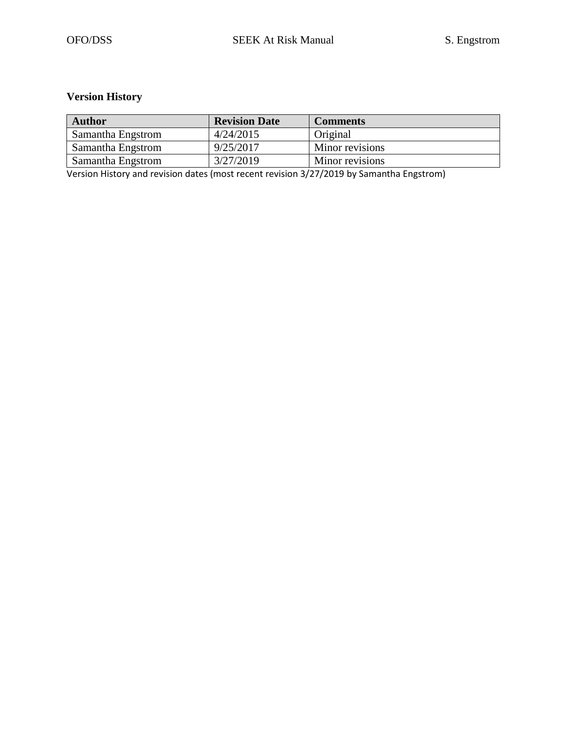## Version History

| Author | Revision Date | Comments |
| --- | --- | --- |
| Samantha Engstrom | 4/24/2015 | Original |
| Samantha Engstrom | 9/25/2017 | Minor revisions |
| Samantha Engstrom | 3/27/2019 | Minor revisions |

Version History and revision dates (most recent revision 3/27/2019 by Samantha Engstrom)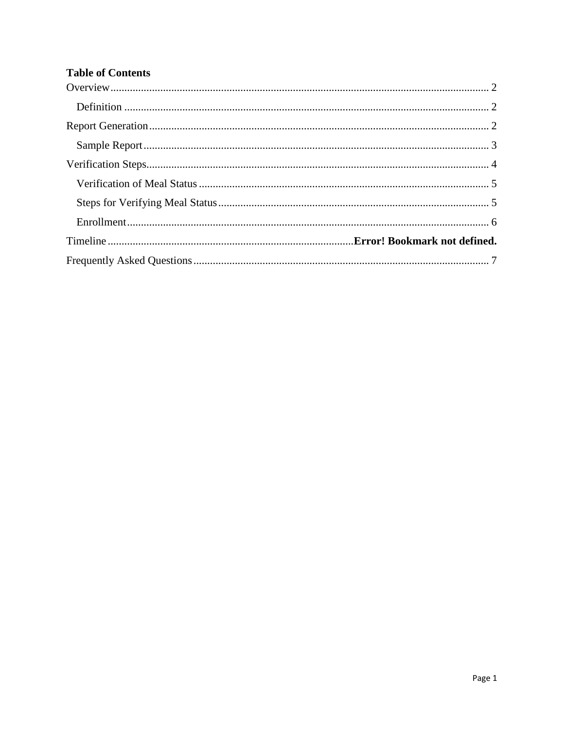**Table of Contents**

Overview........................................................................................................................... 2

  Definition ...................................................................................................................... 2

Report Generation.............................................................................................................. 2

  Sample Report ............................................................................................................... 3

Verification Steps................................................................................................................ 4

  Verification of Meal Status ........................................................................................... 5

  Steps for Verifying Meal Status .................................................................................... 5

  Enrollment ..................................................................................................................... 6

Timeline .........................................................................................**Error! Bookmark not defined.**

Frequently Asked Questions .............................................................................................. 7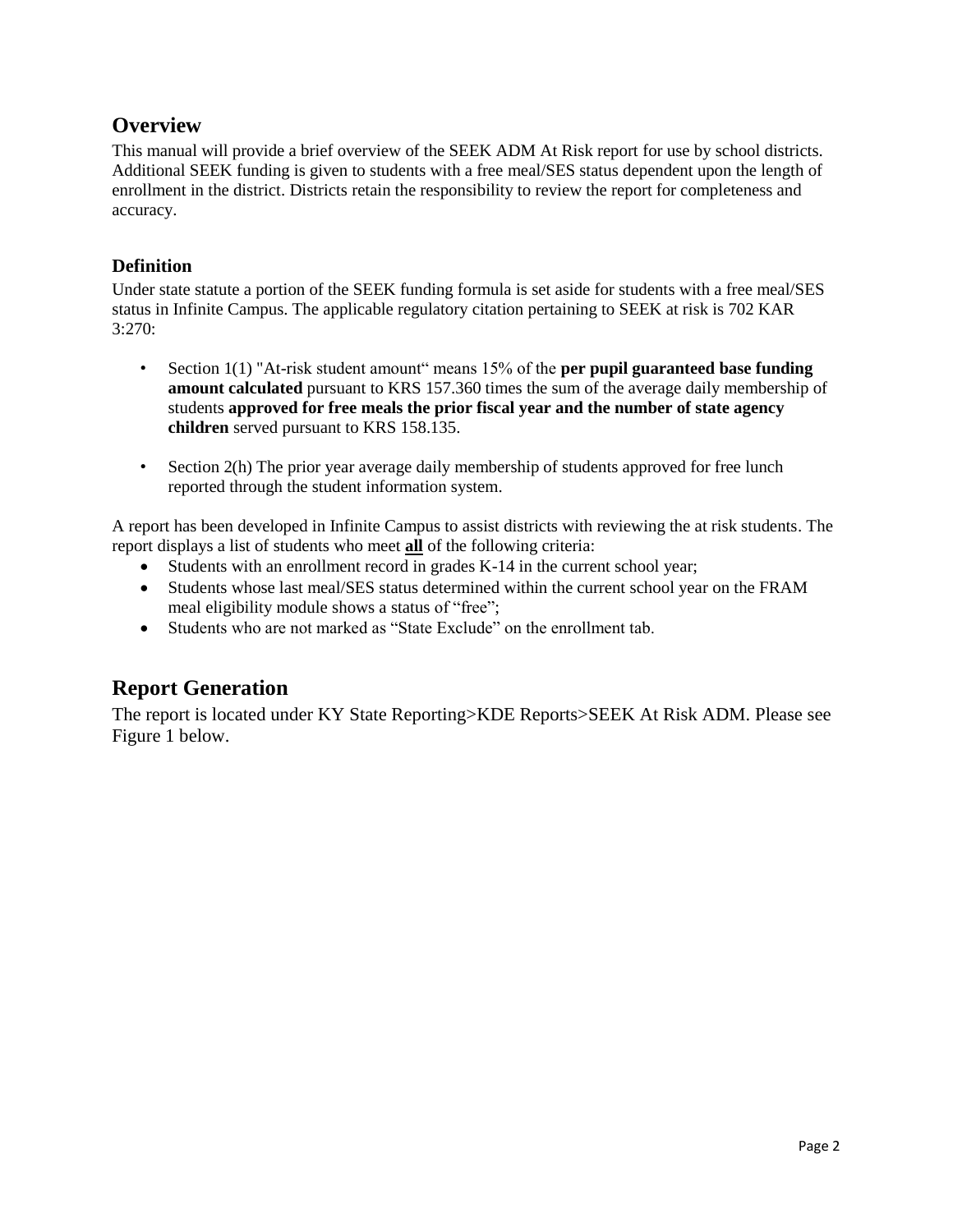## Overview

This manual will provide a brief overview of the SEEK ADM At Risk report for use by school districts. Additional SEEK funding is given to students with a free meal/SES status dependent upon the length of enrollment in the district. Districts retain the responsibility to review the report for completeness and accuracy.

### Definition

Under state statute a portion of the SEEK funding formula is set aside for students with a free meal/SES status in Infinite Campus. The applicable regulatory citation pertaining to SEEK at risk is 702 KAR 3:270:

- Section 1(1) "At-risk student amount" means 15% of the **per pupil guaranteed base funding amount calculated** pursuant to KRS 157.360 times the sum of the average daily membership of students **approved for free meals the prior fiscal year and the number of state agency children** served pursuant to KRS 158.135.

- Section 2(h) The prior year average daily membership of students approved for free lunch reported through the student information system.

A report has been developed in Infinite Campus to assist districts with reviewing the at risk students. The report displays a list of students who meet **all** of the following criteria:

- Students with an enrollment record in grades K-14 in the current school year;
- Students whose last meal/SES status determined within the current school year on the FRAM meal eligibility module shows a status of "free";
- Students who are not marked as "State Exclude" on the enrollment tab.

## Report Generation

The report is located under KY State Reporting>KDE Reports>SEEK At Risk ADM. Please see Figure 1 below.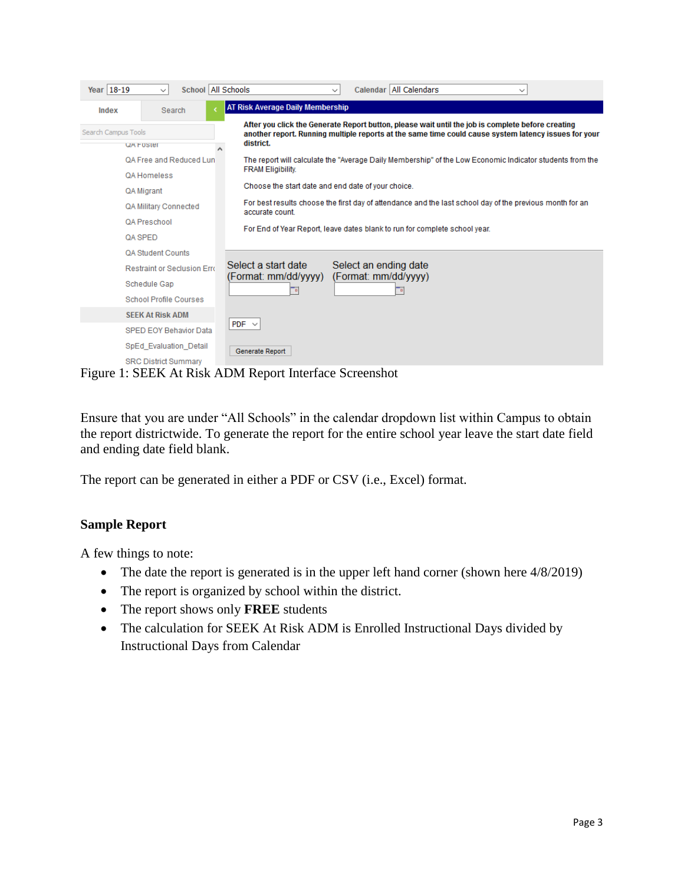Figure 1: SEEK At Risk ADM Report Interface Screenshot

Ensure that you are under "All Schools" in the calendar dropdown list within Campus to obtain the report districtwide. To generate the report for the entire school year leave the start date field and ending date field blank.

The report can be generated in either a PDF or CSV (i.e., Excel) format.

**Sample Report**

A few things to note:

- The date the report is generated is in the upper left hand corner (shown here 4/8/2019)
- The report is organized by school within the district.
- The report shows only **FREE** students
- The calculation for SEEK At Risk ADM is Enrolled Instructional Days divided by Instructional Days from Calendar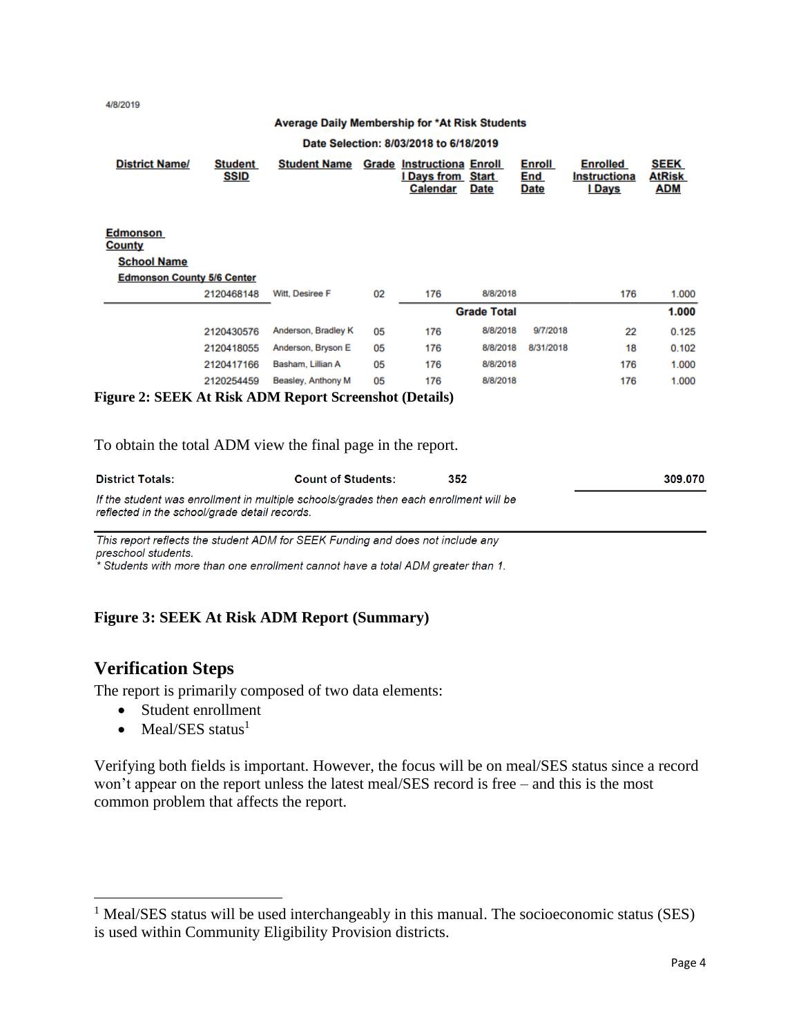4/8/2019

**Average Daily Membership for *At Risk Students**

**Date Selection: 8/03/2018 to 6/18/2019**

| District Name/ | Student SSID | Student Name | Grade | Instructional Days from Calendar | Enroll Start Date | Enroll End Date | Enrolled Instructional Days | SEEK AtRisk ADM |
|---|---|---|---|---|---|---|---|---|
| **Edmonson County** | | | | | | | | |
| **School Name** | | | | | | | | |
| **Edmonson County 5/6 Center** | | | | | | | | |
| | 2120468148 | Witt, Desiree F | 02 | 176 | 8/8/2018 | | 176 | 1.000 |
| | | | | | **Grade Total** | | | **1.000** |
| | 2120430576 | Anderson, Bradley K | 05 | 176 | 8/8/2018 | 9/7/2018 | 22 | 0.125 |
| | 2120418055 | Anderson, Bryson E | 05 | 176 | 8/8/2018 | 8/31/2018 | 18 | 0.102 |
| | 2120417166 | Basham, Lillian A | 05 | 176 | 8/8/2018 | | 176 | 1.000 |
| | 2120254459 | Beasley, Anthony M | 05 | 176 | 8/8/2018 | | 176 | 1.000 |

**Figure 2: SEEK At Risk ADM Report Screenshot (Details)**

To obtain the total ADM view the final page in the report.

| District Totals: | Count of Students: | 352 | 309.070 |
|---|---|---|---|

*If the student was enrollment in multiple schools/grades then each enrollment will be reflected in the school/grade detail records.*

*This report reflects the student ADM for SEEK Funding and does not include any preschool students.*
*\* Students with more than one enrollment cannot have a total ADM greater than 1.*

**Figure 3: SEEK At Risk ADM Report (Summary)**

## Verification Steps

The report is primarily composed of two data elements:

- Student enrollment
- Meal/SES status[1]

Verifying both fields is important. However, the focus will be on meal/SES status since a record won't appear on the report unless the latest meal/SES record is free – and this is the most common problem that affects the report.

[1] Meal/SES status will be used interchangeably in this manual. The socioeconomic status (SES) is used within Community Eligibility Provision districts.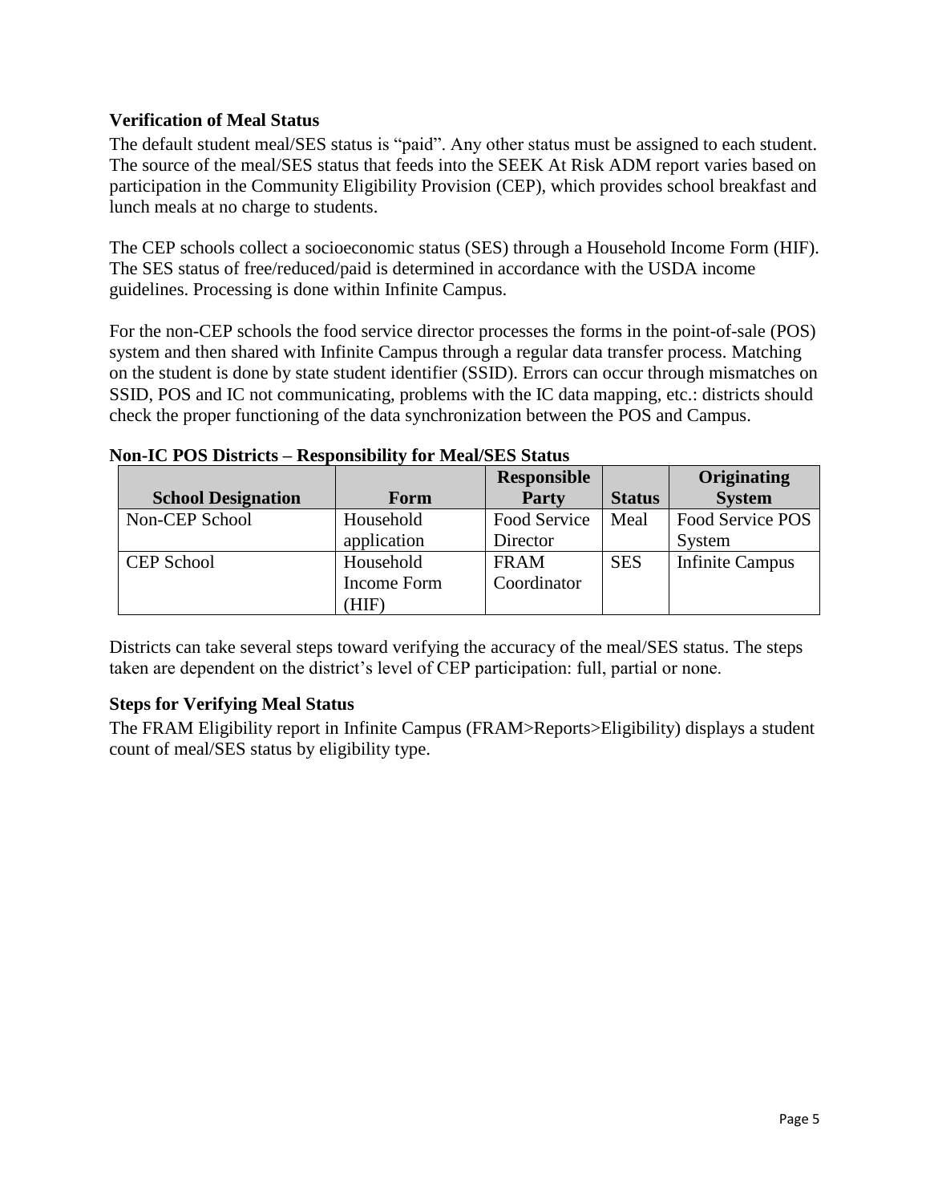### Verification of Meal Status

The default student meal/SES status is "paid". Any other status must be assigned to each student. The source of the meal/SES status that feeds into the SEEK At Risk ADM report varies based on participation in the Community Eligibility Provision (CEP), which provides school breakfast and lunch meals at no charge to students.

The CEP schools collect a socioeconomic status (SES) through a Household Income Form (HIF). The SES status of free/reduced/paid is determined in accordance with the USDA income guidelines. Processing is done within Infinite Campus.

For the non-CEP schools the food service director processes the forms in the point-of-sale (POS) system and then shared with Infinite Campus through a regular data transfer process. Matching on the student is done by state student identifier (SSID). Errors can occur through mismatches on SSID, POS and IC not communicating, problems with the IC data mapping, etc.: districts should check the proper functioning of the data synchronization between the POS and Campus.

**Non-IC POS Districts – Responsibility for Meal/SES Status**

| School Designation | Form | Responsible Party | Status | Originating System |
|---|---|---|---|---|
| Non-CEP School | Household application | Food Service Director | Meal | Food Service POS System |
| CEP School | Household Income Form (HIF) | FRAM Coordinator | SES | Infinite Campus |

Districts can take several steps toward verifying the accuracy of the meal/SES status. The steps taken are dependent on the district's level of CEP participation: full, partial or none.

### Steps for Verifying Meal Status

The FRAM Eligibility report in Infinite Campus (FRAM>Reports>Eligibility) displays a student count of meal/SES status by eligibility type.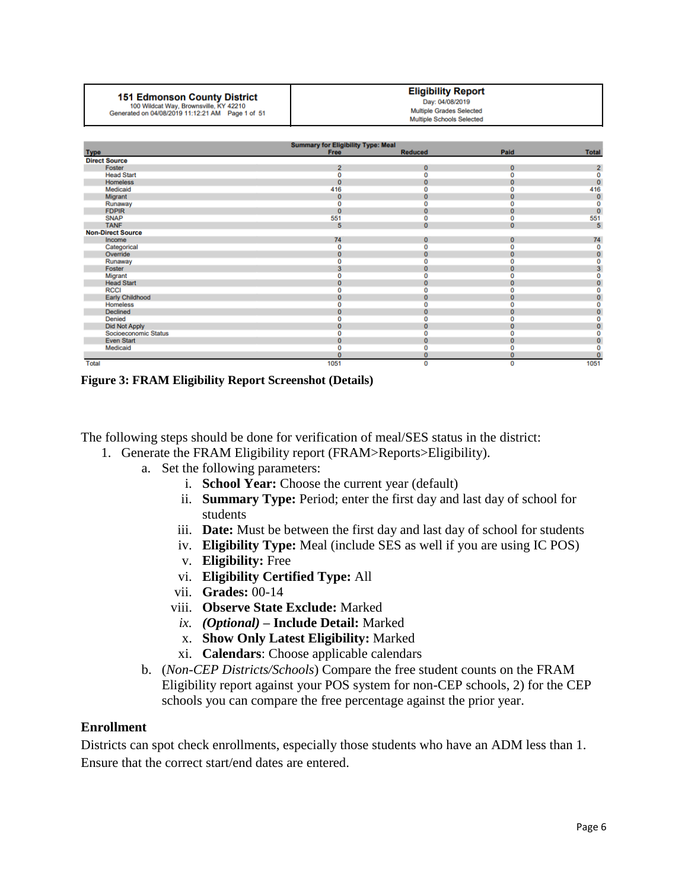| 151 Edmonson County District<br>100 Wildcat Way, Brownsville, KY 42210<br>Generated on 04/08/2019 11:12:21 AM Page 1 of 51 | Eligibility Report<br>Day: 04/08/2019<br>Multiple Grades Selected<br>Multiple Schools Selected |
|---|---|

| Type | Summary for Eligibility Type: Meal<br>Free | Reduced | Paid | Total |
|---|---|---|---|---|
| **Direct Source** | | | | |
| Foster | 2 | 0 | 0 | 2 |
| Head Start | 0 | 0 | 0 | 0 |
| Homeless | 0 | 0 | 0 | 0 |
| Medicaid | 416 | 0 | 0 | 416 |
| Migrant | 0 | 0 | 0 | 0 |
| Runaway | 0 | 0 | 0 | 0 |
| FDPIR | 0 | 0 | 0 | 0 |
| SNAP | 551 | 0 | 0 | 551 |
| TANF | 5 | 0 | 0 | 5 |
| **Non-Direct Source** | | | | |
| Income | 74 | 0 | 0 | 74 |
| Categorical | 0 | 0 | 0 | 0 |
| Override | 0 | 0 | 0 | 0 |
| Runaway | 0 | 0 | 0 | 0 |
| Foster | 3 | 0 | 0 | 3 |
| Migrant | 0 | 0 | 0 | 0 |
| Head Start | 0 | 0 | 0 | 0 |
| RCCI | 0 | 0 | 0 | 0 |
| Early Childhood | 0 | 0 | 0 | 0 |
| Homeless | 0 | 0 | 0 | 0 |
| Declined | 0 | 0 | 0 | 0 |
| Denied | 0 | 0 | 0 | 0 |
| Did Not Apply | 0 | 0 | 0 | 0 |
| Socioeconomic Status | 0 | 0 | 0 | 0 |
| Even Start | 0 | 0 | 0 | 0 |
| Medicaid | 0 | 0 | 0 | 0 |
| | 0 | 0 | 0 | 0 |
| Total | 1051 | 0 | 0 | 1051 |

**Figure 3: FRAM Eligibility Report Screenshot (Details)**

The following steps should be done for verification of meal/SES status in the district:

1. Generate the FRAM Eligibility report (FRAM>Reports>Eligibility).
   a. Set the following parameters:
      i. **School Year:** Choose the current year (default)
      ii. **Summary Type:** Period; enter the first day and last day of school for students
      iii. **Date:** Must be between the first day and last day of school for students
      iv. **Eligibility Type:** Meal (include SES as well if you are using IC POS)
      v. **Eligibility:** Free
      vi. **Eligibility Certified Type:** All
      vii. **Grades:** 00-14
      viii. **Observe State Exclude:** Marked
      *ix.* ***(Optional)*** **– Include Detail:** Marked
      x. **Show Only Latest Eligibility:** Marked
      xi. **Calendars**: Choose applicable calendars
   b. (*Non-CEP Districts/Schools*) Compare the free student counts on the FRAM Eligibility report against your POS system for non-CEP schools, 2) for the CEP schools you can compare the free percentage against the prior year.

**Enrollment**

Districts can spot check enrollments, especially those students who have an ADM less than 1. Ensure that the correct start/end dates are entered.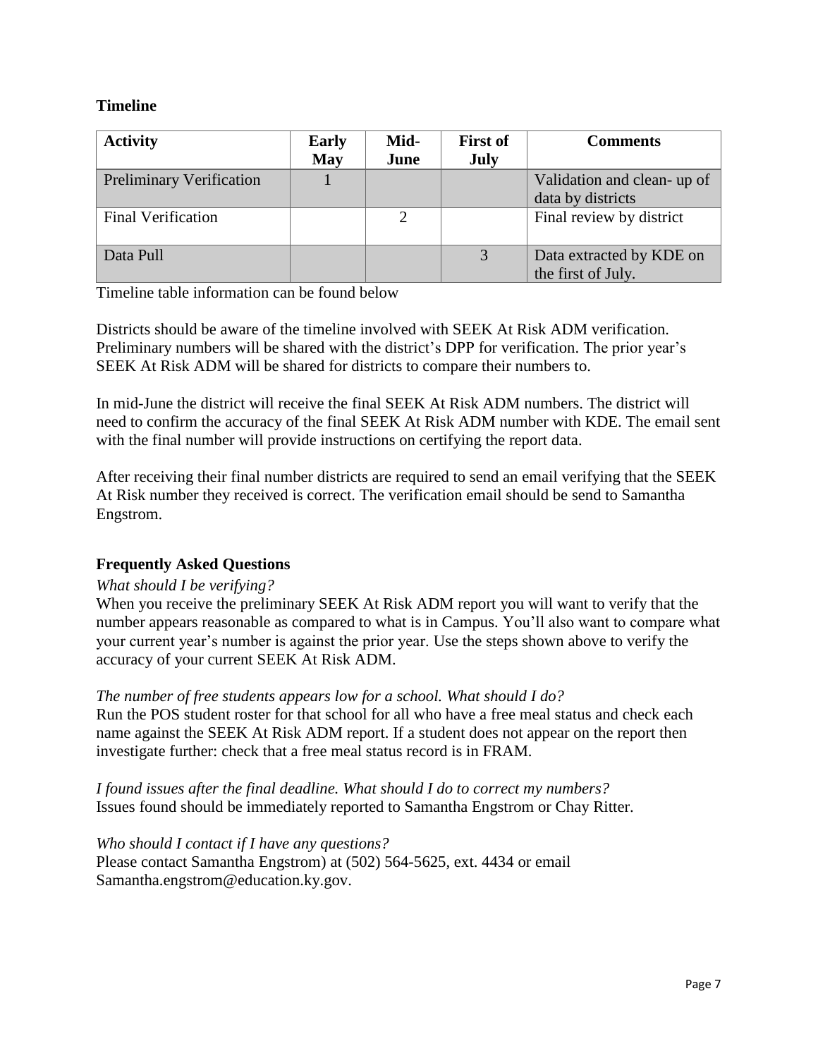## Timeline

| Activity | Early May | Mid-June | First of July | Comments |
|---|---|---|---|---|
| Preliminary Verification | 1 | | | Validation and clean- up of data by districts |
| Final Verification | | 2 | | Final review by district |
| Data Pull | | | 3 | Data extracted by KDE on the first of July. |

Timeline table information can be found below

Districts should be aware of the timeline involved with SEEK At Risk ADM verification. Preliminary numbers will be shared with the district's DPP for verification. The prior year's SEEK At Risk ADM will be shared for districts to compare their numbers to.

In mid-June the district will receive the final SEEK At Risk ADM numbers. The district will need to confirm the accuracy of the final SEEK At Risk ADM number with KDE. The email sent with the final number will provide instructions on certifying the report data.

After receiving their final number districts are required to send an email verifying that the SEEK At Risk number they received is correct. The verification email should be send to Samantha Engstrom.

## Frequently Asked Questions

*What should I be verifying?*

When you receive the preliminary SEEK At Risk ADM report you will want to verify that the number appears reasonable as compared to what is in Campus. You'll also want to compare what your current year's number is against the prior year. Use the steps shown above to verify the accuracy of your current SEEK At Risk ADM.

*The number of free students appears low for a school. What should I do?*

Run the POS student roster for that school for all who have a free meal status and check each name against the SEEK At Risk ADM report. If a student does not appear on the report then investigate further: check that a free meal status record is in FRAM.

*I found issues after the final deadline. What should I do to correct my numbers?*

Issues found should be immediately reported to Samantha Engstrom or Chay Ritter.

*Who should I contact if I have any questions?*

Please contact Samantha Engstrom) at (502) 564-5625, ext. 4434 or email Samantha.engstrom@education.ky.gov.